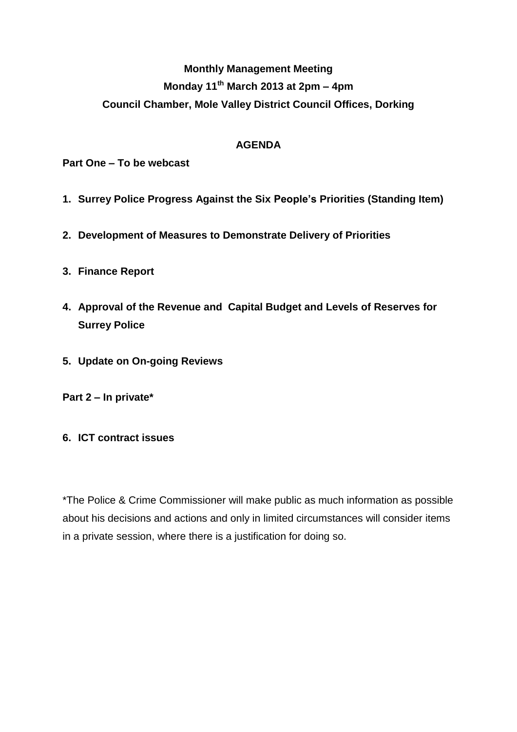**Monthly Management Meeting**

**Monday 11th March 2013 at 2pm – 4pm**

**Council Chamber, Mole Valley District Council Offices, Dorking**

**AGENDA**

**Part One – To be webcast**

1. **Surrey Police Progress Against the Six People's Priorities (Standing Item)**

2. **Development of Measures to Demonstrate Delivery of Priorities**

3. **Finance Report**

4. **Approval of the Revenue and Capital Budget and Levels of Reserves for Surrey Police**

5. **Update on On-going Reviews**

**Part 2 – In private***

6. **ICT contract issues**

*The Police & Crime Commissioner will make public as much information as possible about his decisions and actions and only in limited circumstances will consider items in a private session, where there is a justification for doing so.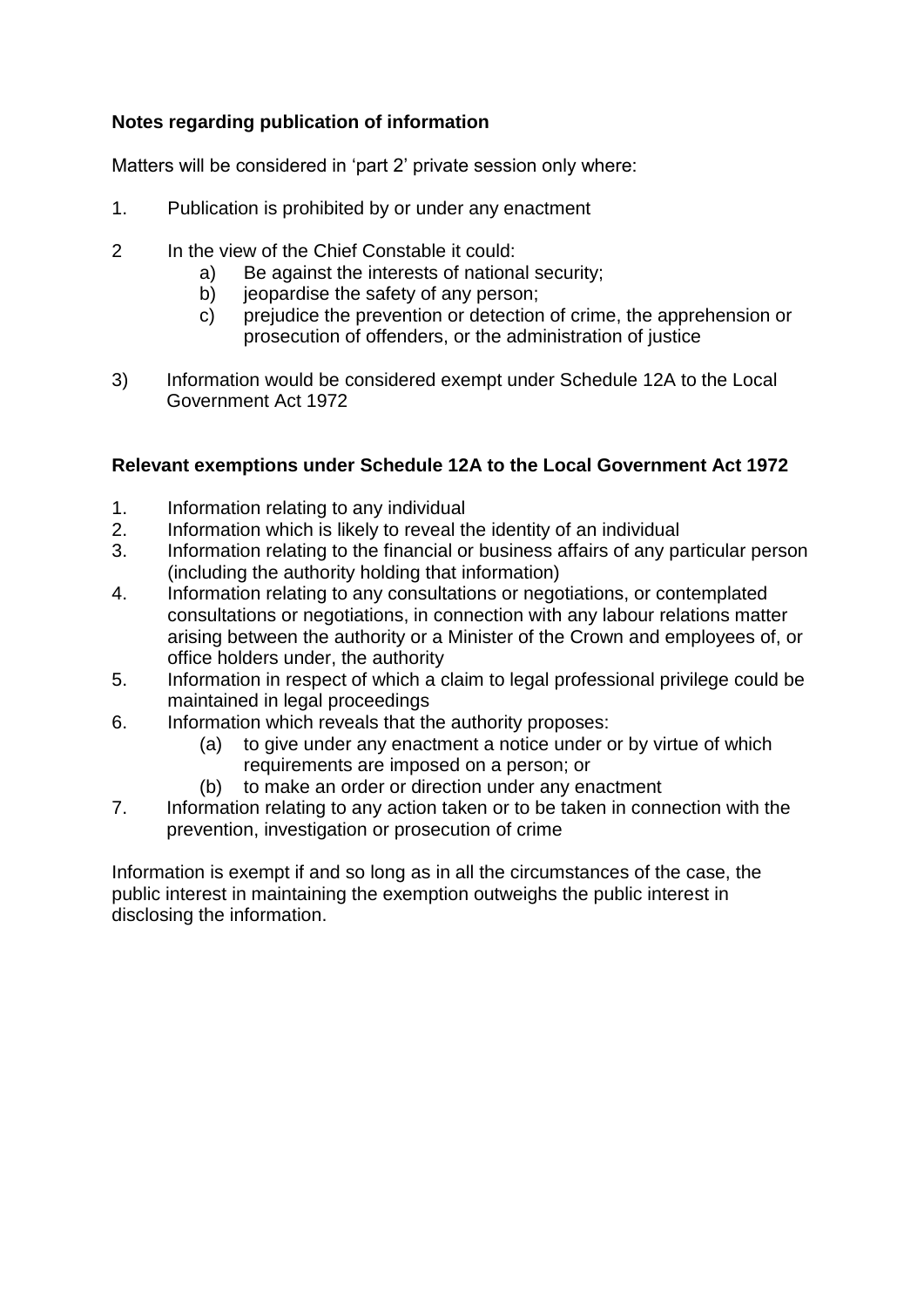**Notes regarding publication of information**

Matters will be considered in 'part 2' private session only where:

1. Publication is prohibited by or under any enactment

2 In the view of the Chief Constable it could:
   a) Be against the interests of national security;
   b) jeopardise the safety of any person;
   c) prejudice the prevention or detection of crime, the apprehension or prosecution of offenders, or the administration of justice

3) Information would be considered exempt under Schedule 12A to the Local Government Act 1972

**Relevant exemptions under Schedule 12A to the Local Government Act 1972**

1. Information relating to any individual
2. Information which is likely to reveal the identity of an individual
3. Information relating to the financial or business affairs of any particular person (including the authority holding that information)
4. Information relating to any consultations or negotiations, or contemplated consultations or negotiations, in connection with any labour relations matter arising between the authority or a Minister of the Crown and employees of, or office holders under, the authority
5. Information in respect of which a claim to legal professional privilege could be maintained in legal proceedings
6. Information which reveals that the authority proposes:
   (a) to give under any enactment a notice under or by virtue of which requirements are imposed on a person; or
   (b) to make an order or direction under any enactment
7. Information relating to any action taken or to be taken in connection with the prevention, investigation or prosecution of crime

Information is exempt if and so long as in all the circumstances of the case, the public interest in maintaining the exemption outweighs the public interest in disclosing the information.